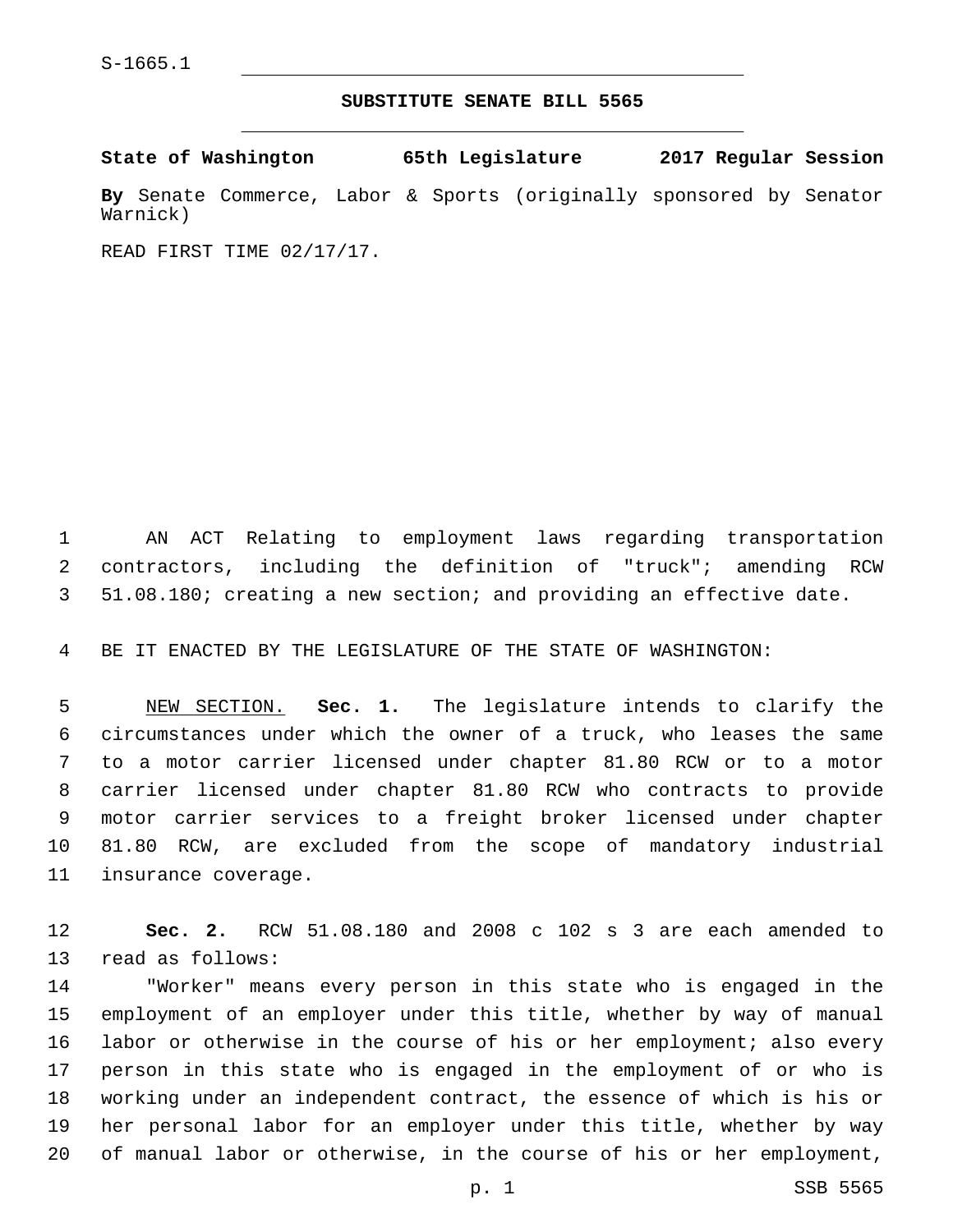S-1665.1

## SUBSTITUTE SENATE BILL 5565

**State of Washington 65th Legislature 2017 Regular Session**

**By** Senate Commerce, Labor & Sports (originally sponsored by Senator Warnick)

READ FIRST TIME 02/17/17.

AN ACT Relating to employment laws regarding transportation contractors, including the definition of "truck"; amending RCW 51.08.180; creating a new section; and providing an effective date.

BE IT ENACTED BY THE LEGISLATURE OF THE STATE OF WASHINGTON:

NEW SECTION. **Sec. 1.** The legislature intends to clarify the circumstances under which the owner of a truck, who leases the same to a motor carrier licensed under chapter 81.80 RCW or to a motor carrier licensed under chapter 81.80 RCW who contracts to provide motor carrier services to a freight broker licensed under chapter 81.80 RCW, are excluded from the scope of mandatory industrial insurance coverage.

**Sec. 2.** RCW 51.08.180 and 2008 c 102 s 3 are each amended to read as follows:

"Worker" means every person in this state who is engaged in the employment of an employer under this title, whether by way of manual labor or otherwise in the course of his or her employment; also every person in this state who is engaged in the employment of or who is working under an independent contract, the essence of which is his or her personal labor for an employer under this title, whether by way of manual labor or otherwise, in the course of his or her employment,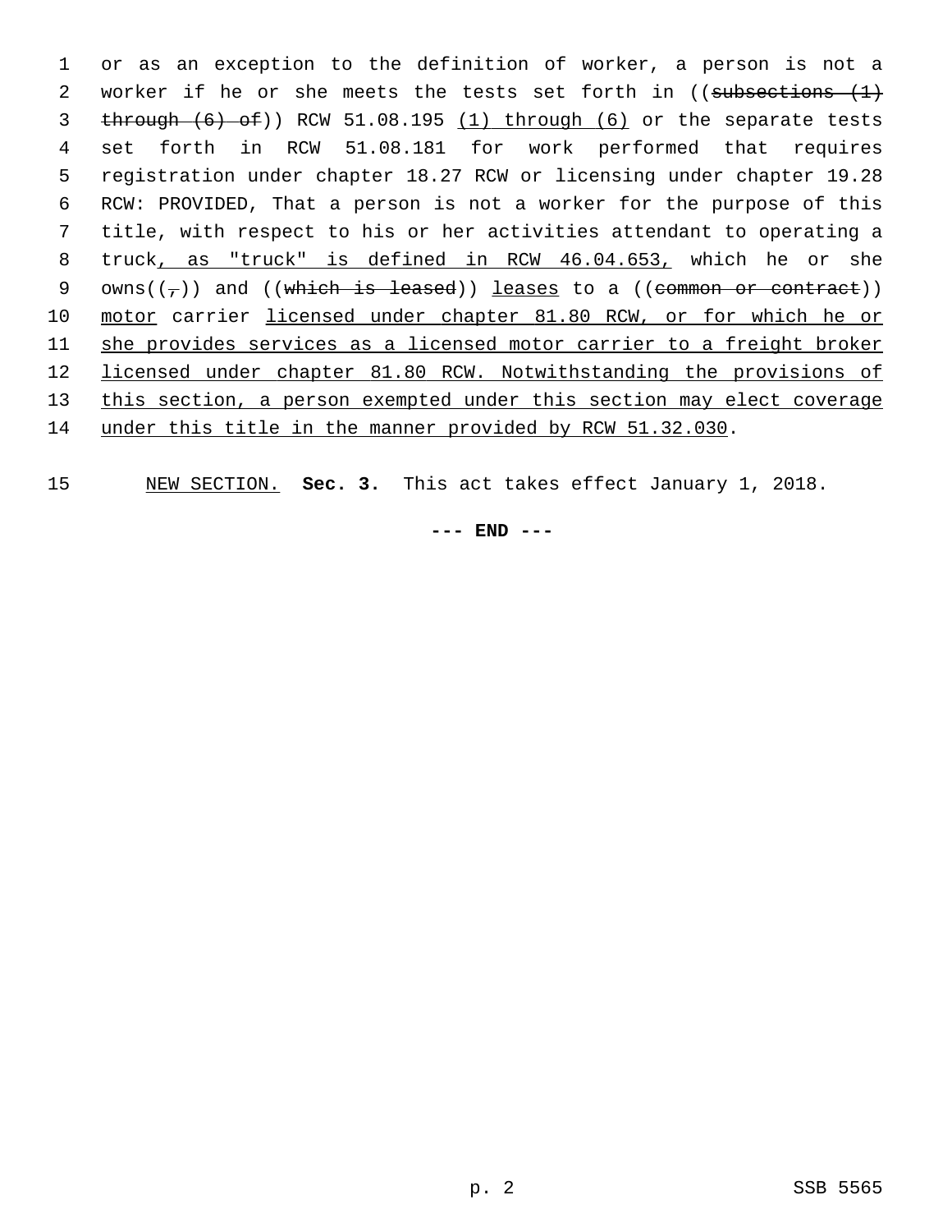or as an exception to the definition of worker, a person is not a worker if he or she meets the tests set forth in ((~~subsections (1) through (6) of~~)) RCW 51.08.195 <u>(1) through (6)</u> or the separate tests set forth in RCW 51.08.181 for work performed that requires registration under chapter 18.27 RCW or licensing under chapter 19.28 RCW: PROVIDED, That a person is not a worker for the purpose of this title, with respect to his or her activities attendant to operating a truck<u>, as "truck" is defined in RCW 46.04.653,</u> which he or she owns((~~,~~)) and ((~~which is leased~~)) <u>leases</u> to a ((~~common or contract~~)) <u>motor</u> carrier <u>licensed under chapter 81.80 RCW, or for which he or she provides services as a licensed motor carrier to a freight broker licensed under chapter 81.80 RCW. Notwithstanding the provisions of this section, a person exempted under this section may elect coverage under this title in the manner provided by RCW 51.32.030</u>.

<u>NEW SECTION.</u> **Sec. 3.** This act takes effect January 1, 2018.

**--- END ---**